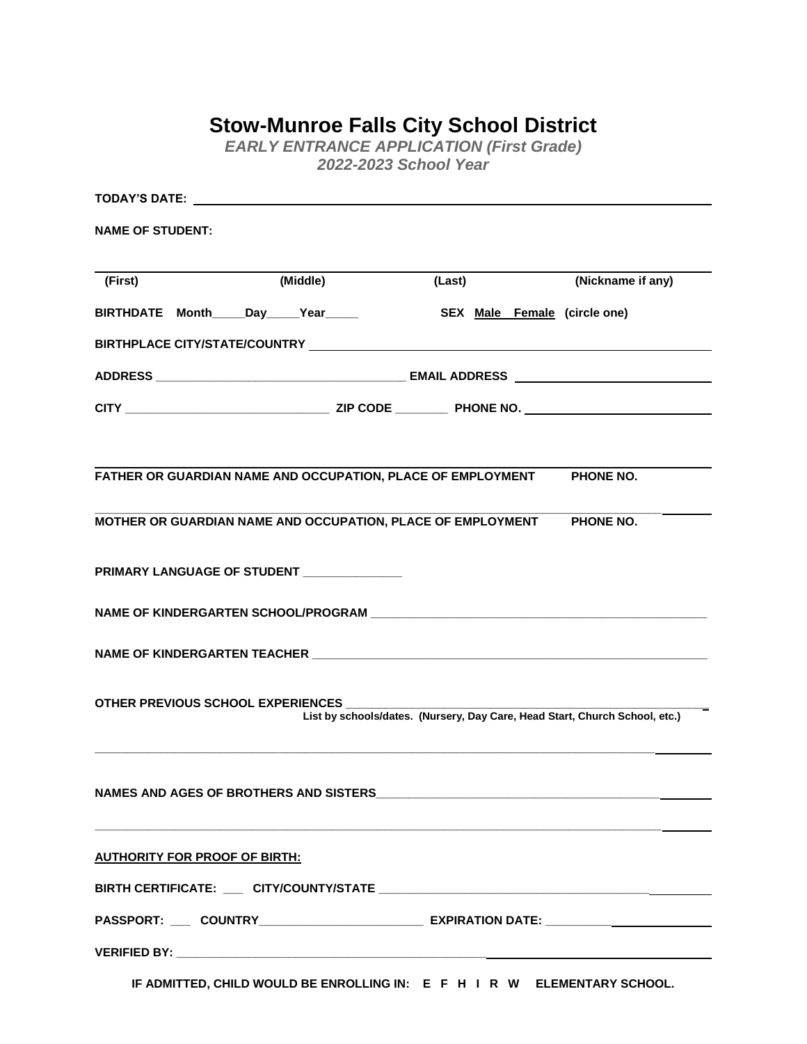# Stow-Munroe Falls City School District

***EARLY ENTRANCE APPLICATION (First Grade)***
***2022-2023 School Year***

**TODAY'S DATE:** ____________________________________________

**NAME OF STUDENT:**

______________________________________________________________

**(First)** **(Middle)** **(Last)** **(Nickname if any)**

**BIRTHDATE Month_____Day_____Year_____** **SEX Male Female (circle one)**

**BIRTHPLACE CITY/STATE/COUNTRY** ____________________________________________

**ADDRESS** ______________________________ **EMAIL ADDRESS** ______________________

**CITY** ____________________________ **ZIP CODE** ________ **PHONE NO.** ______________________

______________________________________________________________

**FATHER OR GUARDIAN NAME AND OCCUPATION, PLACE OF EMPLOYMENT** **PHONE NO.**

______________________________________________________________

**MOTHER OR GUARDIAN NAME AND OCCUPATION, PLACE OF EMPLOYMENT** **PHONE NO.**

**PRIMARY LANGUAGE OF STUDENT** _______________

**NAME OF KINDERGARTEN SCHOOL/PROGRAM** ____________________________________________

**NAME OF KINDERGARTEN TEACHER** ____________________________________________

**OTHER PREVIOUS SCHOOL EXPERIENCES** ____________________________________________
**List by schools/dates. (Nursery, Day Care, Head Start, Church School, etc.)**

______________________________________________________________

**NAMES AND AGES OF BROTHERS AND SISTERS** ____________________________________________

______________________________________________________________

**AUTHORITY FOR PROOF OF BIRTH:**

**BIRTH CERTIFICATE:** ___ **CITY/COUNTY/STATE** ____________________________________________

**PASSPORT:** ___ **COUNTRY** _________________________ **EXPIRATION DATE:** __________

**VERIFIED BY:** ____________________________________________

**IF ADMITTED, CHILD WOULD BE ENROLLING IN: E F H I R W ELEMENTARY SCHOOL.**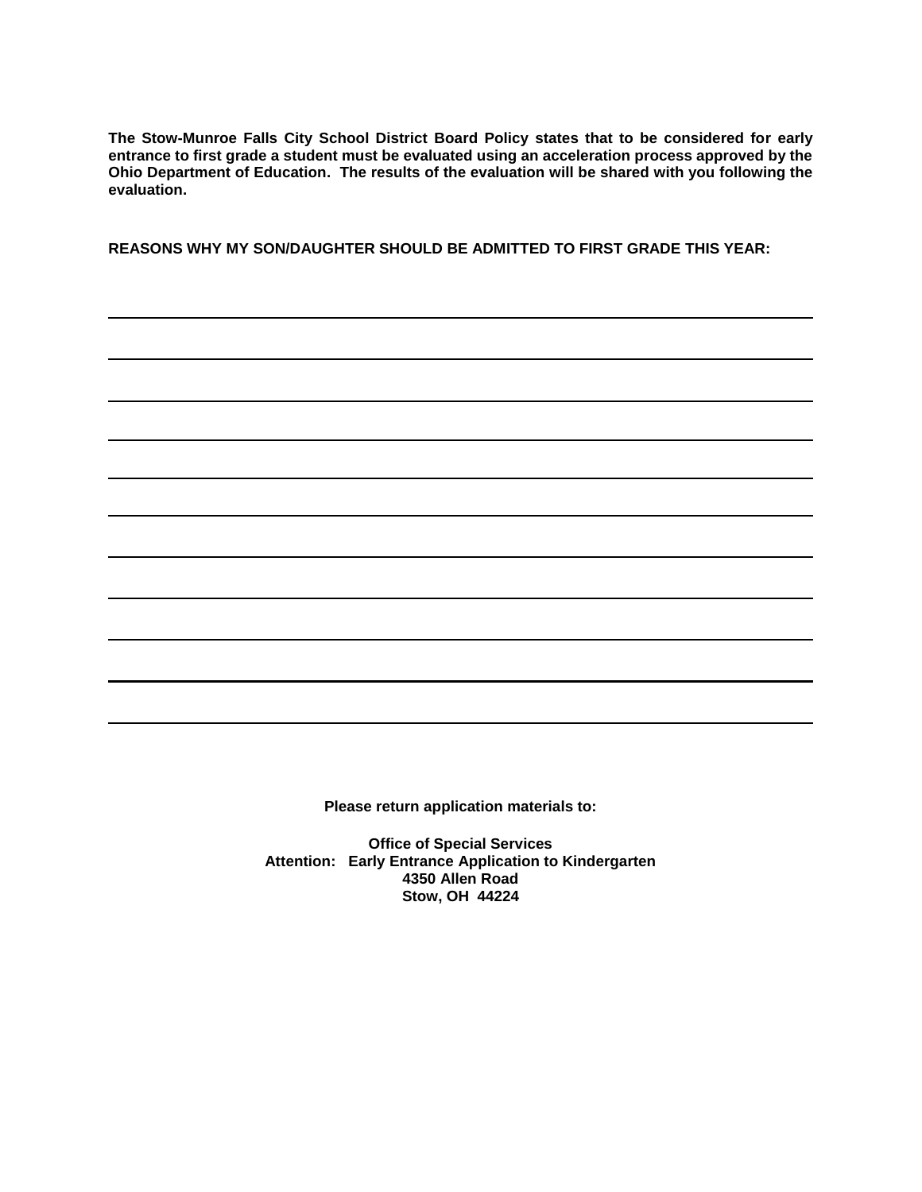**The Stow-Munroe Falls City School District Board Policy states that to be considered for early entrance to first grade a student must be evaluated using an acceleration process approved by the Ohio Department of Education. The results of the evaluation will be shared with you following the evaluation.**

**REASONS WHY MY SON/DAUGHTER SHOULD BE ADMITTED TO FIRST GRADE THIS YEAR:**

______________________________________________________________________________

______________________________________________________________________________

______________________________________________________________________________

______________________________________________________________________________

______________________________________________________________________________

______________________________________________________________________________

______________________________________________________________________________

______________________________________________________________________________

______________________________________________________________________________

______________________________________________________________________________

______________________________________________________________________________

**Please return application materials to:**

**Office of Special Services**
**Attention: Early Entrance Application to Kindergarten**
**4350 Allen Road**
**Stow, OH 44224**